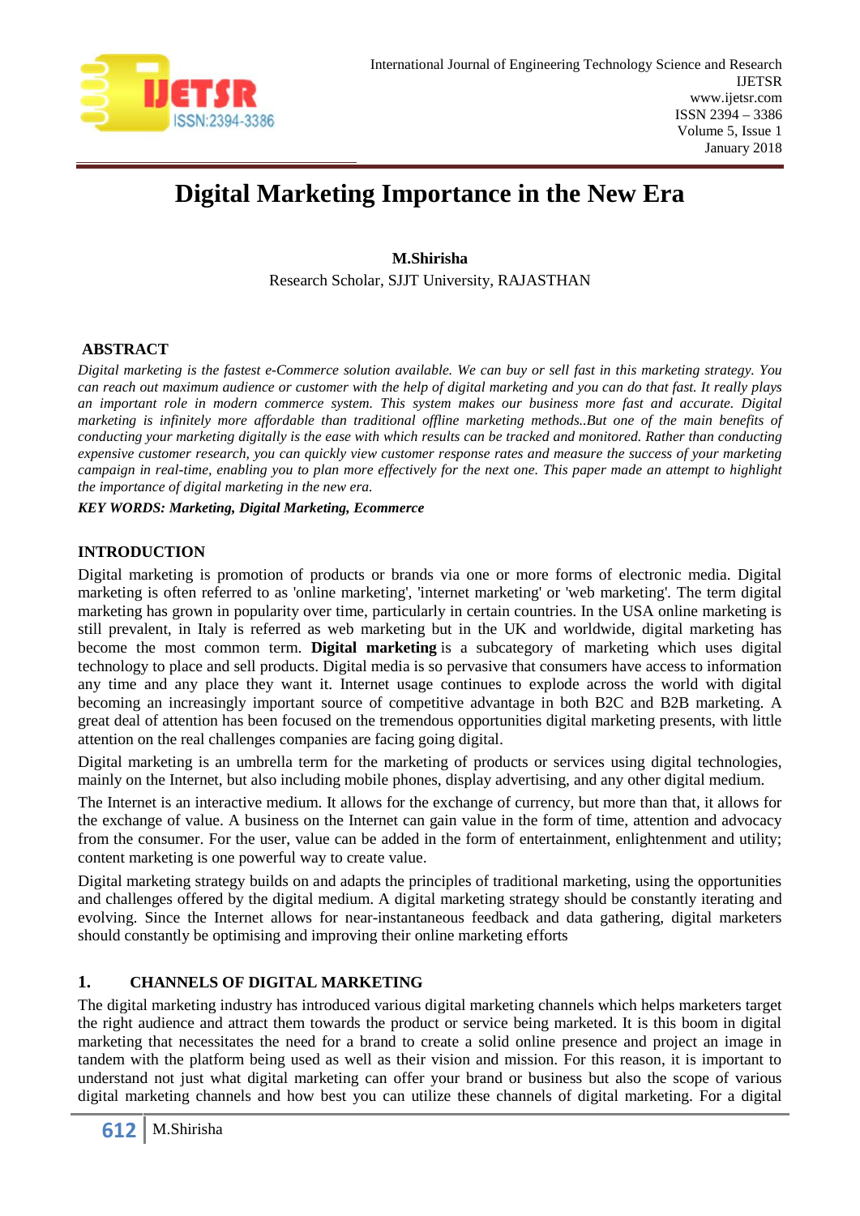# Digital Marketing Importance in the New Era

**M.Shirisha**

Research Scholar, SJJT University, RAJASTHAN

## ABSTRACT

*Digital marketing is the fastest e-Commerce solution available. We can buy or sell fast in this marketing strategy. You can reach out maximum audience or customer with the help of digital marketing and you can do that fast. It really plays an important role in modern commerce system. This system makes our business more fast and accurate. Digital marketing is infinitely more affordable than traditional offline marketing methods..But one of the main benefits of conducting your marketing digitally is the ease with which results can be tracked and monitored. Rather than conducting expensive customer research, you can quickly view customer response rates and measure the success of your marketing campaign in real-time, enabling you to plan more effectively for the next one. This paper made an attempt to highlight the importance of digital marketing in the new era.*

***KEY WORDS: Marketing, Digital Marketing, Ecommerce***

## INTRODUCTION

Digital marketing is promotion of products or brands via one or more forms of electronic media. Digital marketing is often referred to as 'online marketing', 'internet marketing' or 'web marketing'. The term digital marketing has grown in popularity over time, particularly in certain countries. In the USA online marketing is still prevalent, in Italy is referred as web marketing but in the UK and worldwide, digital marketing has become the most common term. **Digital marketing** is a subcategory of marketing which uses digital technology to place and sell products. Digital media is so pervasive that consumers have access to information any time and any place they want it. Internet usage continues to explode across the world with digital becoming an increasingly important source of competitive advantage in both B2C and B2B marketing. A great deal of attention has been focused on the tremendous opportunities digital marketing presents, with little attention on the real challenges companies are facing going digital.

Digital marketing is an umbrella term for the marketing of products or services using digital technologies, mainly on the Internet, but also including mobile phones, display advertising, and any other digital medium.

The Internet is an interactive medium. It allows for the exchange of currency, but more than that, it allows for the exchange of value. A business on the Internet can gain value in the form of time, attention and advocacy from the consumer. For the user, value can be added in the form of entertainment, enlightenment and utility; content marketing is one powerful way to create value.

Digital marketing strategy builds on and adapts the principles of traditional marketing, using the opportunities and challenges offered by the digital medium. A digital marketing strategy should be constantly iterating and evolving. Since the Internet allows for near-instantaneous feedback and data gathering, digital marketers should constantly be optimising and improving their online marketing efforts

## 1. CHANNELS OF DIGITAL MARKETING

The digital marketing industry has introduced various digital marketing channels which helps marketers target the right audience and attract them towards the product or service being marketed. It is this boom in digital marketing that necessitates the need for a brand to create a solid online presence and project an image in tandem with the platform being used as well as their vision and mission. For this reason, it is important to understand not just what digital marketing can offer your brand or business but also the scope of various digital marketing channels and how best you can utilize these channels of digital marketing. For a digital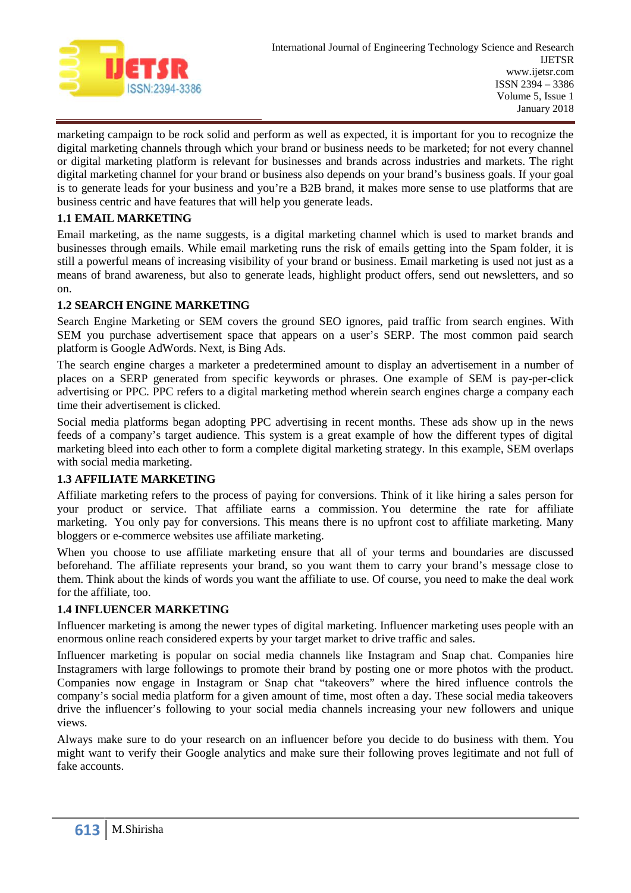marketing campaign to be rock solid and perform as well as expected, it is important for you to recognize the digital marketing channels through which your brand or business needs to be marketed; for not every channel or digital marketing platform is relevant for businesses and brands across industries and markets. The right digital marketing channel for your brand or business also depends on your brand's business goals. If your goal is to generate leads for your business and you're a B2B brand, it makes more sense to use platforms that are business centric and have features that will help you generate leads.

### 1.1 EMAIL MARKETING

Email marketing, as the name suggests, is a digital marketing channel which is used to market brands and businesses through emails. While email marketing runs the risk of emails getting into the Spam folder, it is still a powerful means of increasing visibility of your brand or business. Email marketing is used not just as a means of brand awareness, but also to generate leads, highlight product offers, send out newsletters, and so on.

### 1.2 SEARCH ENGINE MARKETING

Search Engine Marketing or SEM covers the ground SEO ignores, paid traffic from search engines. With SEM you purchase advertisement space that appears on a user's SERP. The most common paid search platform is Google AdWords. Next, is Bing Ads.

The search engine charges a marketer a predetermined amount to display an advertisement in a number of places on a SERP generated from specific keywords or phrases. One example of SEM is pay-per-click advertising or PPC. PPC refers to a digital marketing method wherein search engines charge a company each time their advertisement is clicked.

Social media platforms began adopting PPC advertising in recent months. These ads show up in the news feeds of a company's target audience. This system is a great example of how the different types of digital marketing bleed into each other to form a complete digital marketing strategy. In this example, SEM overlaps with social media marketing.

### 1.3 AFFILIATE MARKETING

Affiliate marketing refers to the process of paying for conversions. Think of it like hiring a sales person for your product or service. That affiliate earns a commission. You determine the rate for affiliate marketing. You only pay for conversions. This means there is no upfront cost to affiliate marketing. Many bloggers or e-commerce websites use affiliate marketing.

When you choose to use affiliate marketing ensure that all of your terms and boundaries are discussed beforehand. The affiliate represents your brand, so you want them to carry your brand's message close to them. Think about the kinds of words you want the affiliate to use. Of course, you need to make the deal work for the affiliate, too.

### 1.4 INFLUENCER MARKETING

Influencer marketing is among the newer types of digital marketing. Influencer marketing uses people with an enormous online reach considered experts by your target market to drive traffic and sales.

Influencer marketing is popular on social media channels like Instagram and Snap chat. Companies hire Instagramers with large followings to promote their brand by posting one or more photos with the product. Companies now engage in Instagram or Snap chat "takeovers" where the hired influence controls the company's social media platform for a given amount of time, most often a day. These social media takeovers drive the influencer's following to your social media channels increasing your new followers and unique views.

Always make sure to do your research on an influencer before you decide to do business with them. You might want to verify their Google analytics and make sure their following proves legitimate and not full of fake accounts.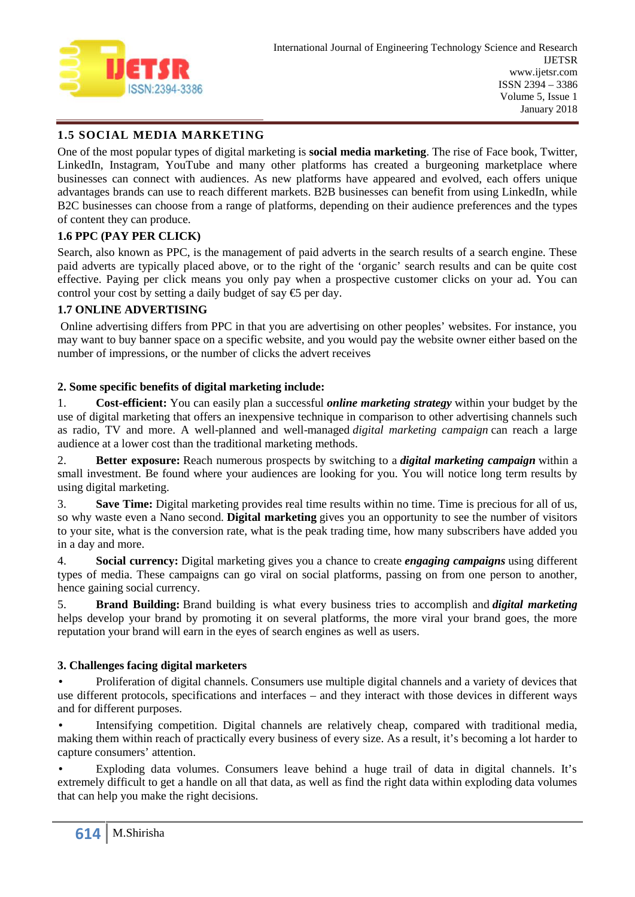### 1.5 SOCIAL MEDIA MARKETING

One of the most popular types of digital marketing is **social media marketing**. The rise of Face book, Twitter, LinkedIn, Instagram, YouTube and many other platforms has created a burgeoning marketplace where businesses can connect with audiences. As new platforms have appeared and evolved, each offers unique advantages brands can use to reach different markets. B2B businesses can benefit from using LinkedIn, while B2C businesses can choose from a range of platforms, depending on their audience preferences and the types of content they can produce.

### 1.6 PPC (PAY PER CLICK)

Search, also known as PPC, is the management of paid adverts in the search results of a search engine. These paid adverts are typically placed above, or to the right of the 'organic' search results and can be quite cost effective. Paying per click means you only pay when a prospective customer clicks on your ad. You can control your cost by setting a daily budget of say €5 per day.

### 1.7 ONLINE ADVERTISING

Online advertising differs from PPC in that you are advertising on other peoples' websites. For instance, you may want to buy banner space on a specific website, and you would pay the website owner either based on the number of impressions, or the number of clicks the advert receives

## 2. Some specific benefits of digital marketing include:

1. **Cost-efficient:** You can easily plan a successful ***online marketing strategy*** within your budget by the use of digital marketing that offers an inexpensive technique in comparison to other advertising channels such as radio, TV and more. A well-planned and well-managed *digital marketing campaign* can reach a large audience at a lower cost than the traditional marketing methods.

2. **Better exposure:** Reach numerous prospects by switching to a ***digital marketing campaign*** within a small investment. Be found where your audiences are looking for you. You will notice long term results by using digital marketing.

3. **Save Time:** Digital marketing provides real time results within no time. Time is precious for all of us, so why waste even a Nano second. **Digital marketing** gives you an opportunity to see the number of visitors to your site, what is the conversion rate, what is the peak trading time, how many subscribers have added you in a day and more.

4. **Social currency:** Digital marketing gives you a chance to create ***engaging campaigns*** using different types of media. These campaigns can go viral on social platforms, passing on from one person to another, hence gaining social currency.

5. **Brand Building:** Brand building is what every business tries to accomplish and ***digital marketing*** helps develop your brand by promoting it on several platforms, the more viral your brand goes, the more reputation your brand will earn in the eyes of search engines as well as users.

## 3. Challenges facing digital marketers

- Proliferation of digital channels. Consumers use multiple digital channels and a variety of devices that use different protocols, specifications and interfaces – and they interact with those devices in different ways and for different purposes.
- Intensifying competition. Digital channels are relatively cheap, compared with traditional media, making them within reach of practically every business of every size. As a result, it's becoming a lot harder to capture consumers' attention.
- Exploding data volumes. Consumers leave behind a huge trail of data in digital channels. It's extremely difficult to get a handle on all that data, as well as find the right data within exploding data volumes that can help you make the right decisions.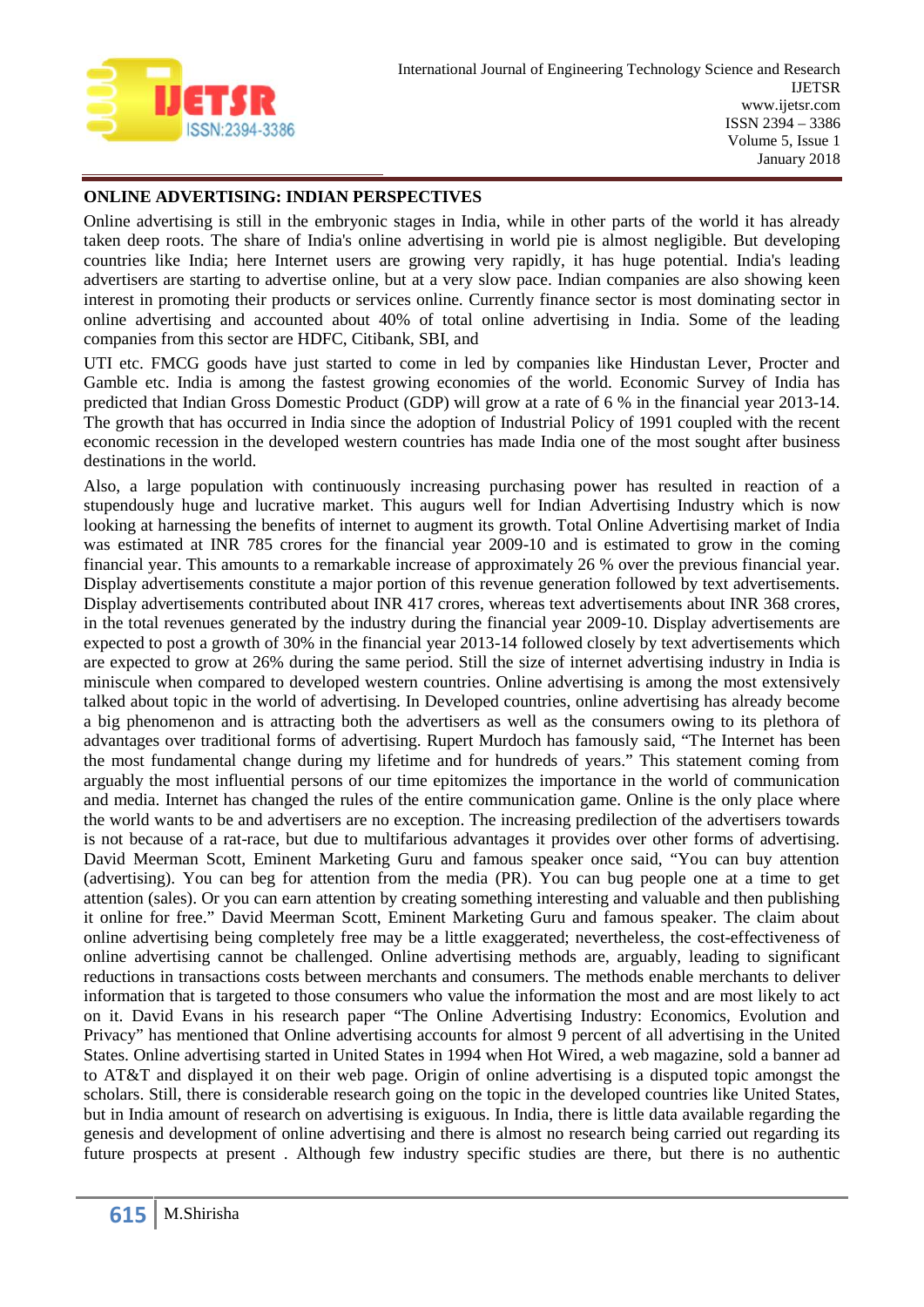**ONLINE ADVERTISING: INDIAN PERSPECTIVES**

Online advertising is still in the embryonic stages in India, while in other parts of the world it has already taken deep roots. The share of India's online advertising in world pie is almost negligible. But developing countries like India; here Internet users are growing very rapidly, it has huge potential. India's leading advertisers are starting to advertise online, but at a very slow pace. Indian companies are also showing keen interest in promoting their products or services online. Currently finance sector is most dominating sector in online advertising and accounted about 40% of total online advertising in India. Some of the leading companies from this sector are HDFC, Citibank, SBI, and

UTI etc. FMCG goods have just started to come in led by companies like Hindustan Lever, Procter and Gamble etc. India is among the fastest growing economies of the world. Economic Survey of India has predicted that Indian Gross Domestic Product (GDP) will grow at a rate of 6 % in the financial year 2013-14. The growth that has occurred in India since the adoption of Industrial Policy of 1991 coupled with the recent economic recession in the developed western countries has made India one of the most sought after business destinations in the world.

Also, a large population with continuously increasing purchasing power has resulted in reaction of a stupendously huge and lucrative market. This augurs well for Indian Advertising Industry which is now looking at harnessing the benefits of internet to augment its growth. Total Online Advertising market of India was estimated at INR 785 crores for the financial year 2009-10 and is estimated to grow in the coming financial year. This amounts to a remarkable increase of approximately 26 % over the previous financial year. Display advertisements constitute a major portion of this revenue generation followed by text advertisements. Display advertisements contributed about INR 417 crores, whereas text advertisements about INR 368 crores, in the total revenues generated by the industry during the financial year 2009-10. Display advertisements are expected to post a growth of 30% in the financial year 2013-14 followed closely by text advertisements which are expected to grow at 26% during the same period. Still the size of internet advertising industry in India is miniscule when compared to developed western countries. Online advertising is among the most extensively talked about topic in the world of advertising. In Developed countries, online advertising has already become a big phenomenon and is attracting both the advertisers as well as the consumers owing to its plethora of advantages over traditional forms of advertising. Rupert Murdoch has famously said, "The Internet has been the most fundamental change during my lifetime and for hundreds of years." This statement coming from arguably the most influential persons of our time epitomizes the importance in the world of communication and media. Internet has changed the rules of the entire communication game. Online is the only place where the world wants to be and advertisers are no exception. The increasing predilection of the advertisers towards is not because of a rat-race, but due to multifarious advantages it provides over other forms of advertising. David Meerman Scott, Eminent Marketing Guru and famous speaker once said, "You can buy attention (advertising). You can beg for attention from the media (PR). You can bug people one at a time to get attention (sales). Or you can earn attention by creating something interesting and valuable and then publishing it online for free." David Meerman Scott, Eminent Marketing Guru and famous speaker. The claim about online advertising being completely free may be a little exaggerated; nevertheless, the cost-effectiveness of online advertising cannot be challenged. Online advertising methods are, arguably, leading to significant reductions in transactions costs between merchants and consumers. The methods enable merchants to deliver information that is targeted to those consumers who value the information the most and are most likely to act on it. David Evans in his research paper "The Online Advertising Industry: Economics, Evolution and Privacy" has mentioned that Online advertising accounts for almost 9 percent of all advertising in the United States. Online advertising started in United States in 1994 when Hot Wired, a web magazine, sold a banner ad to AT&T and displayed it on their web page. Origin of online advertising is a disputed topic amongst the scholars. Still, there is considerable research going on the topic in the developed countries like United States, but in India amount of research on advertising is exiguous. In India, there is little data available regarding the genesis and development of online advertising and there is almost no research being carried out regarding its future prospects at present . Although few industry specific studies are there, but there is no authentic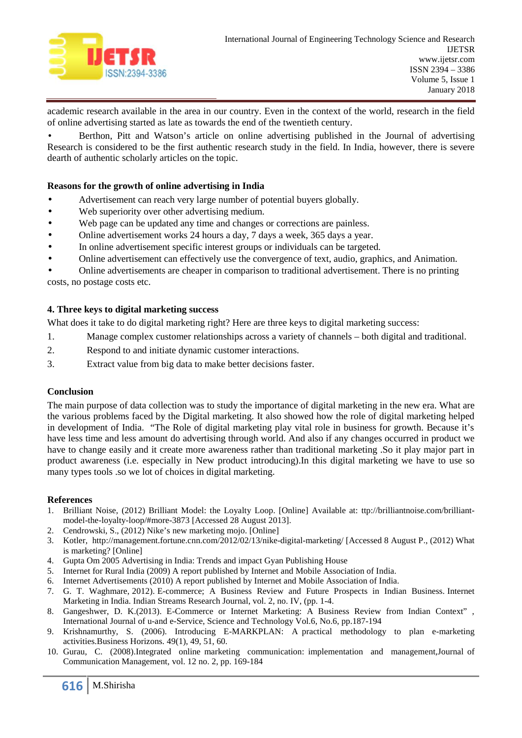academic research available in the area in our country. Even in the context of the world, research in the field of online advertising started as late as towards the end of the twentieth century.

• Berthon, Pitt and Watson's article on online advertising published in the Journal of advertising Research is considered to be the first authentic research study in the field. In India, however, there is severe dearth of authentic scholarly articles on the topic.

**Reasons for the growth of online advertising in India**

- Advertisement can reach very large number of potential buyers globally.
- Web superiority over other advertising medium.
- Web page can be updated any time and changes or corrections are painless.
- Online advertisement works 24 hours a day, 7 days a week, 365 days a year.
- In online advertisement specific interest groups or individuals can be targeted.
- Online advertisement can effectively use the convergence of text, audio, graphics, and Animation.
- Online advertisements are cheaper in comparison to traditional advertisement. There is no printing costs, no postage costs etc.

## 4. Three keys to digital marketing success

What does it take to do digital marketing right? Here are three keys to digital marketing success:

1. Manage complex customer relationships across a variety of channels – both digital and traditional.
2. Respond to and initiate dynamic customer interactions.
3. Extract value from big data to make better decisions faster.

## Conclusion

The main purpose of data collection was to study the importance of digital marketing in the new era. What are the various problems faced by the Digital marketing. It also showed how the role of digital marketing helped in development of India. "The Role of digital marketing play vital role in business for growth. Because it's have less time and less amount do advertising through world. And also if any changes occurred in product we have to change easily and it create more awareness rather than traditional marketing .So it play major part in product awareness (i.e. especially in New product introducing).In this digital marketing we have to use so many types tools .so we lot of choices in digital marketing.

## References

1. Brilliant Noise, (2012) Brilliant Model: the Loyalty Loop. [Online] Available at: ttp://brilliantnoise.com/brilliant-model-the-loyalty-loop/#more-3873 [Accessed 28 August 2013].
2. Cendrowski, S., (2012) Nike's new marketing mojo. [Online]
3. Kotler, http://management.fortune.cnn.com/2012/02/13/nike-digital-marketing/ [Accessed 8 August P., (2012) What is marketing? [Online]
4. Gupta Om 2005 Advertising in India: Trends and impact Gyan Publishing House
5. Internet for Rural India (2009) A report published by Internet and Mobile Association of India.
6. Internet Advertisements (2010) A report published by Internet and Mobile Association of India.
7. G. T. Waghmare, 2012). E-commerce; A Business Review and Future Prospects in Indian Business. Internet Marketing in India. Indian Streams Research Journal, vol. 2, no. IV, (pp. 1-4.
8. Gangeshwer, D. K.(2013). E-Commerce or Internet Marketing: A Business Review from Indian Context" , International Journal of u-and e-Service, Science and Technology Vol.6, No.6, pp.187-194
9. Krishnamurthy, S. (2006). Introducing E-MARKPLAN: A practical methodology to plan e-marketing activities.Business Horizons. 49(1), 49, 51, 60.
10. Gurau, C. (2008).Integrated online marketing communication: implementation and management,Journal of Communication Management, vol. 12 no. 2, pp. 169-184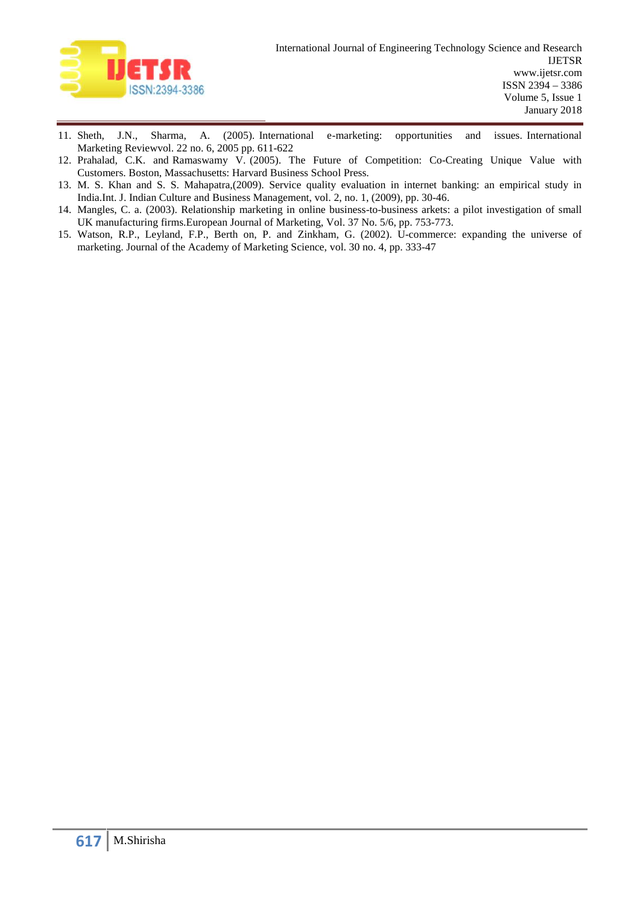11. Sheth, J.N., Sharma, A. (2005). International e-marketing: opportunities and issues. International Marketing Reviewvol. 22 no. 6, 2005 pp. 611-622
12. Prahalad, C.K. and Ramaswamy V. (2005). The Future of Competition: Co-Creating Unique Value with Customers. Boston, Massachusetts: Harvard Business School Press.
13. M. S. Khan and S. S. Mahapatra,(2009). Service quality evaluation in internet banking: an empirical study in India.Int. J. Indian Culture and Business Management, vol. 2, no. 1, (2009), pp. 30-46.
14. Mangles, C. a. (2003). Relationship marketing in online business-to-business arkets: a pilot investigation of small UK manufacturing firms.European Journal of Marketing, Vol. 37 No. 5/6, pp. 753-773.
15. Watson, R.P., Leyland, F.P., Berth on, P. and Zinkham, G. (2002). U-commerce: expanding the universe of marketing. Journal of the Academy of Marketing Science, vol. 30 no. 4, pp. 333-47